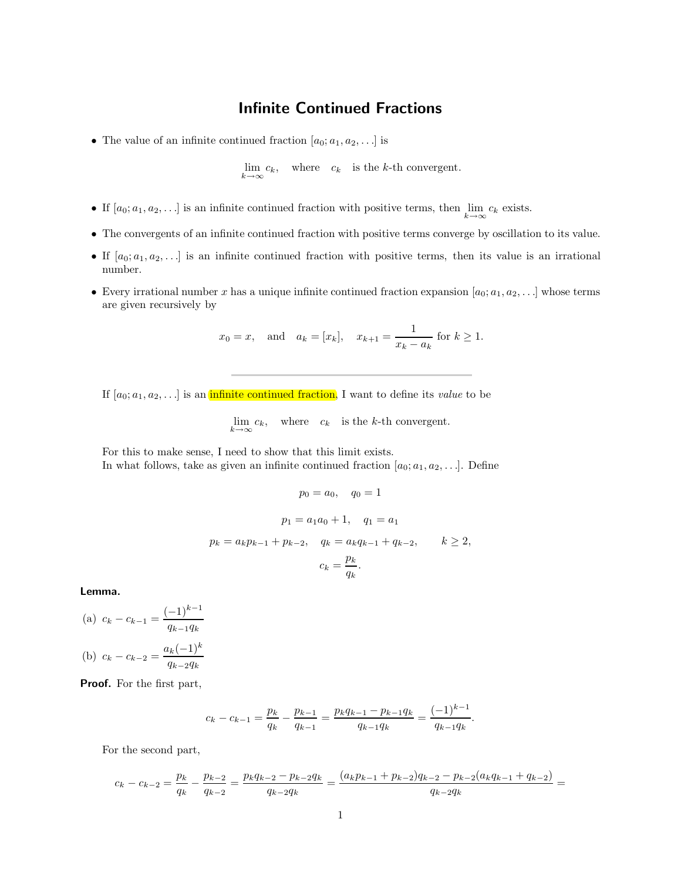# Infinite Continued Fractions

- The value of an infinite continued fraction $[a_0; a_1, a_2, \ldots]$ is

$$\lim_{k\to\infty} c_k, \quad \text{where} \quad c_k \quad \text{is the } k\text{-th convergent.}$$

- If $[a_0; a_1, a_2, \ldots]$ is an infinite continued fraction with positive terms, then $\lim_{k\to\infty} c_k$ exists.
- The convergents of an infinite continued fraction with positive terms converge by oscillation to its value.
- If $[a_0; a_1, a_2, \ldots]$ is an infinite continued fraction with positive terms, then its value is an irrational number.
- Every irrational number $x$ has a unique infinite continued fraction expansion $[a_0; a_1, a_2, \ldots]$ whose terms are given recursively by

$$x_0 = x, \quad \text{and} \quad a_k = [x_k], \quad x_{k+1} = \frac{1}{x_k - a_k} \text{ for } k \geq 1.$$

---

If $[a_0; a_1, a_2, \ldots]$ is an infinite continued fraction, I want to define its *value* to be

$$\lim_{k\to\infty} c_k, \quad \text{where} \quad c_k \quad \text{is the } k\text{-th convergent.}$$

For this to make sense, I need to show that this limit exists.
In what follows, take as given an infinite continued fraction $[a_0; a_1, a_2, \ldots]$. Define

$$p_0 = a_0, \quad q_0 = 1$$

$$p_1 = a_1 a_0 + 1, \quad q_1 = a_1$$

$$p_k = a_k p_{k-1} + p_{k-2}, \quad q_k = a_k q_{k-1} + q_{k-2}, \qquad k \geq 2,$$

$$c_k = \frac{p_k}{q_k}.$$

**Lemma.**

(a) $c_k - c_{k-1} = \dfrac{(-1)^{k-1}}{q_{k-1} q_k}$

(b) $c_k - c_{k-2} = \dfrac{a_k (-1)^k}{q_{k-2} q_k}$

**Proof.** For the first part,

$$c_k - c_{k-1} = \frac{p_k}{q_k} - \frac{p_{k-1}}{q_{k-1}} = \frac{p_k q_{k-1} - p_{k-1} q_k}{q_{k-1} q_k} = \frac{(-1)^{k-1}}{q_{k-1} q_k}.$$

For the second part,

$$c_k - c_{k-2} = \frac{p_k}{q_k} - \frac{p_{k-2}}{q_{k-2}} = \frac{p_k q_{k-2} - p_{k-2} q_k}{q_{k-2} q_k} = \frac{(a_k p_{k-1} + p_{k-2}) q_{k-2} - p_{k-2}(a_k q_{k-1} + q_{k-2})}{q_{k-2} q_k} =$$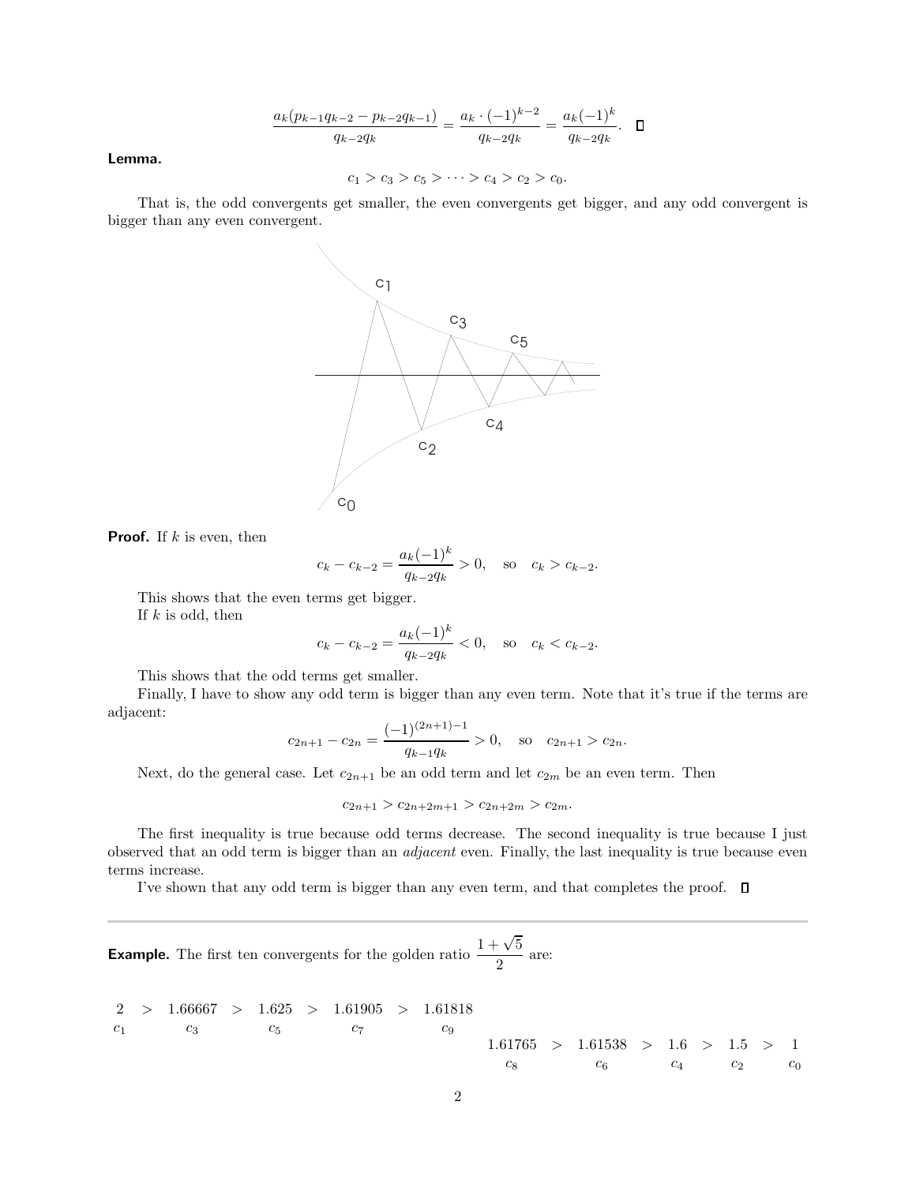$$\frac{a_k(p_{k-1}q_{k-2} - p_{k-2}q_{k-1})}{q_{k-2}q_k} = \frac{a_k \cdot (-1)^{k-2}}{q_{k-2}q_k} = \frac{a_k(-1)^k}{q_{k-2}q_k}. \quad \square$$

**Lemma.**

$$c_1 > c_3 > c_5 > \cdots > c_4 > c_2 > c_0.$$

That is, the odd convergents get smaller, the even convergents get bigger, and any odd convergent is bigger than any even convergent.

**Proof.** If $k$ is even, then

$$c_k - c_{k-2} = \frac{a_k(-1)^k}{q_{k-2}q_k} > 0, \quad \text{so} \quad c_k > c_{k-2}.$$

This shows that the even terms get bigger.

If $k$ is odd, then

$$c_k - c_{k-2} = \frac{a_k(-1)^k}{q_{k-2}q_k} < 0, \quad \text{so} \quad c_k < c_{k-2}.$$

This shows that the odd terms get smaller.

Finally, I have to show any odd term is bigger than any even term. Note that it's true if the terms are adjacent:

$$c_{2n+1} - c_{2n} = \frac{(-1)^{(2n+1)-1}}{q_{k-1}q_k} > 0, \quad \text{so} \quad c_{2n+1} > c_{2n}.$$

Next, do the general case. Let $c_{2n+1}$ be an odd term and let $c_{2m}$ be an even term. Then

$$c_{2n+1} > c_{2n+2m+1} > c_{2n+2m} > c_{2m}.$$

The first inequality is true because odd terms decrease. The second inequality is true because I just observed that an odd term is bigger than an *adjacent* even. Finally, the last inequality is true because even terms increase.

I've shown that any odd term is bigger than any even term, and that completes the proof. $\square$

---

**Example.** The first ten convergents for the golden ratio $\dfrac{1+\sqrt{5}}{2}$ are:

$$\underset{c_1}{2} > \underset{c_3}{1.66667} > \underset{c_5}{1.625} > \underset{c_7}{1.61905} > \underset{c_9}{1.61818}$$

$$\underset{c_8}{1.61765} > \underset{c_6}{1.61538} > \underset{c_4}{1.6} > \underset{c_2}{1.5} > \underset{c_0}{1}$$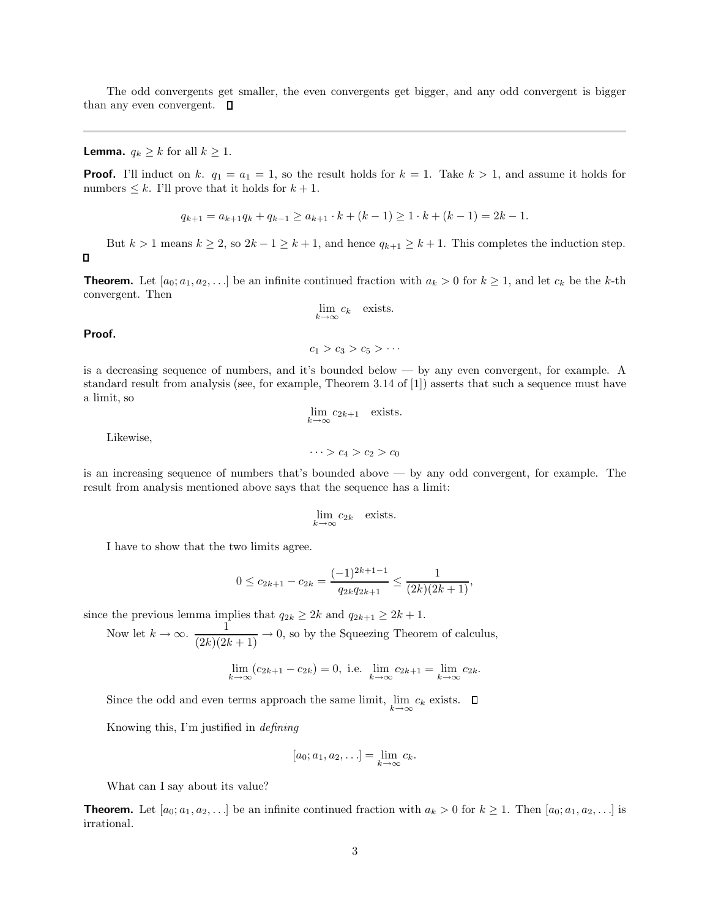The odd convergents get smaller, the even convergents get bigger, and any odd convergent is bigger than any even convergent. □

---

**Lemma.** $q_k \ge k$ for all $k \ge 1$.

**Proof.** I'll induct on $k$. $q_1 = a_1 = 1$, so the result holds for $k = 1$. Take $k > 1$, and assume it holds for numbers $\le k$. I'll prove that it holds for $k+1$.

$$q_{k+1} = a_{k+1}q_k + q_{k-1} \ge a_{k+1} \cdot k + (k-1) \ge 1 \cdot k + (k-1) = 2k - 1.$$

But $k > 1$ means $k \ge 2$, so $2k - 1 \ge k + 1$, and hence $q_{k+1} \ge k + 1$. This completes the induction step. □

**Theorem.** Let $[a_0; a_1, a_2, \ldots]$ be an infinite continued fraction with $a_k > 0$ for $k \ge 1$, and let $c_k$ be the $k$-th convergent. Then

$$\lim_{k\to\infty} c_k \quad \text{exists.}$$

**Proof.**

$$c_1 > c_3 > c_5 > \cdots$$

is a decreasing sequence of numbers, and it's bounded below — by any even convergent, for example. A standard result from analysis (see, for example, Theorem 3.14 of [1]) asserts that such a sequence must have a limit, so

$$\lim_{k\to\infty} c_{2k+1} \quad \text{exists.}$$

Likewise,

$$\cdots > c_4 > c_2 > c_0$$

is an increasing sequence of numbers that's bounded above — by any odd convergent, for example. The result from analysis mentioned above says that the sequence has a limit:

$$\lim_{k\to\infty} c_{2k} \quad \text{exists.}$$

I have to show that the two limits agree.

$$0 \le c_{2k+1} - c_{2k} = \frac{(-1)^{2k+1-1}}{q_{2k}q_{2k+1}} \le \frac{1}{(2k)(2k+1)},$$

since the previous lemma implies that $q_{2k} \ge 2k$ and $q_{2k+1} \ge 2k+1$.

Now let $k \to \infty$. $\dfrac{1}{(2k)(2k+1)} \to 0$, so by the Squeezing Theorem of calculus,

$$\lim_{k\to\infty}(c_{2k+1} - c_{2k}) = 0, \text{ i.e. } \lim_{k\to\infty} c_{2k+1} = \lim_{k\to\infty} c_{2k}.$$

Since the odd and even terms approach the same limit, $\lim\limits_{k\to\infty} c_k$ exists. □

Knowing this, I'm justified in *defining*

$$[a_0; a_1, a_2, \ldots] = \lim_{k\to\infty} c_k.$$

What can I say about its value?

**Theorem.** Let $[a_0; a_1, a_2, \ldots]$ be an infinite continued fraction with $a_k > 0$ for $k \ge 1$. Then $[a_0; a_1, a_2, \ldots]$ is irrational.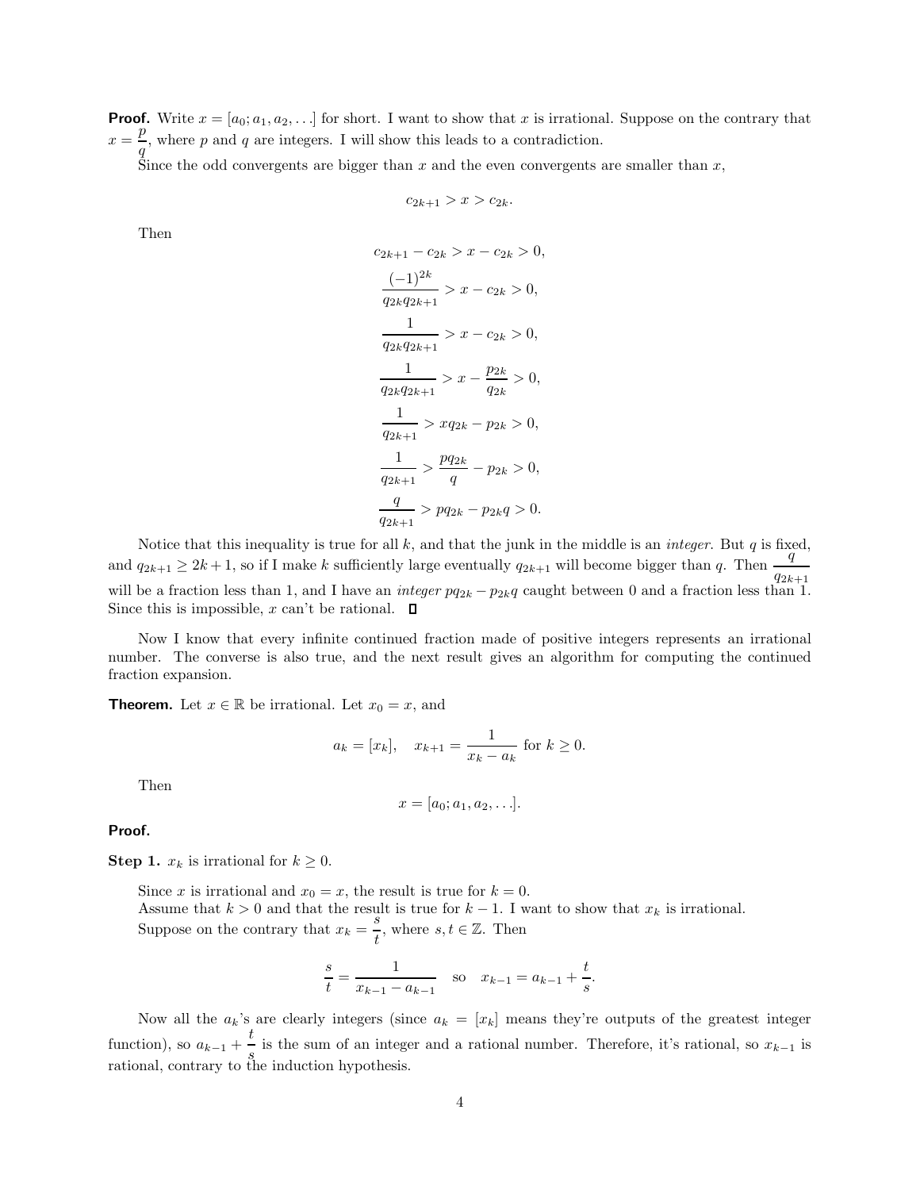**Proof.** Write $x = [a_0; a_1, a_2, \ldots]$ for short. I want to show that $x$ is irrational. Suppose on the contrary that $x = \dfrac{p}{q}$, where $p$ and $q$ are integers. I will show this leads to a contradiction.

Since the odd convergents are bigger than $x$ and the even convergents are smaller than $x$,

$$c_{2k+1} > x > c_{2k}.$$

Then

$$\begin{aligned}
c_{2k+1} - c_{2k} &> x - c_{2k} > 0, \\
\frac{(-1)^{2k}}{q_{2k}q_{2k+1}} &> x - c_{2k} > 0, \\
\frac{1}{q_{2k}q_{2k+1}} &> x - c_{2k} > 0, \\
\frac{1}{q_{2k}q_{2k+1}} &> x - \frac{p_{2k}}{q_{2k}} > 0, \\
\frac{1}{q_{2k+1}} &> xq_{2k} - p_{2k} > 0, \\
\frac{1}{q_{2k+1}} &> \frac{pq_{2k}}{q} - p_{2k} > 0, \\
\frac{q}{q_{2k+1}} &> pq_{2k} - p_{2k}q > 0.
\end{aligned}$$

Notice that this inequality is true for all $k$, and that the junk in the middle is an *integer*. But $q$ is fixed, and $q_{2k+1} \geq 2k+1$, so if I make $k$ sufficiently large eventually $q_{2k+1}$ will become bigger than $q$. Then $\dfrac{q}{q_{2k+1}}$ will be a fraction less than 1, and I have an *integer* $pq_{2k} - p_{2k}q$ caught between 0 and a fraction less than 1. Since this is impossible, $x$ can't be rational. □

Now I know that every infinite continued fraction made of positive integers represents an irrational number. The converse is also true, and the next result gives an algorithm for computing the continued fraction expansion.

**Theorem.** Let $x \in \mathbb{R}$ be irrational. Let $x_0 = x$, and

$$a_k = [x_k], \quad x_{k+1} = \frac{1}{x_k - a_k} \text{ for } k \geq 0.$$

Then

$$x = [a_0; a_1, a_2, \ldots].$$

**Proof.**

**Step 1.** $x_k$ is irrational for $k \geq 0$.

Since $x$ is irrational and $x_0 = x$, the result is true for $k = 0$.

Assume that $k > 0$ and that the result is true for $k - 1$. I want to show that $x_k$ is irrational.

Suppose on the contrary that $x_k = \dfrac{s}{t}$, where $s, t \in \mathbb{Z}$. Then

$$\frac{s}{t} = \frac{1}{x_{k-1} - a_{k-1}} \quad \text{so} \quad x_{k-1} = a_{k-1} + \frac{t}{s}.$$

Now all the $a_k$'s are clearly integers (since $a_k = [x_k]$ means they're outputs of the greatest integer function), so $a_{k-1} + \dfrac{t}{s}$ is the sum of an integer and a rational number. Therefore, it's rational, so $x_{k-1}$ is rational, contrary to the induction hypothesis.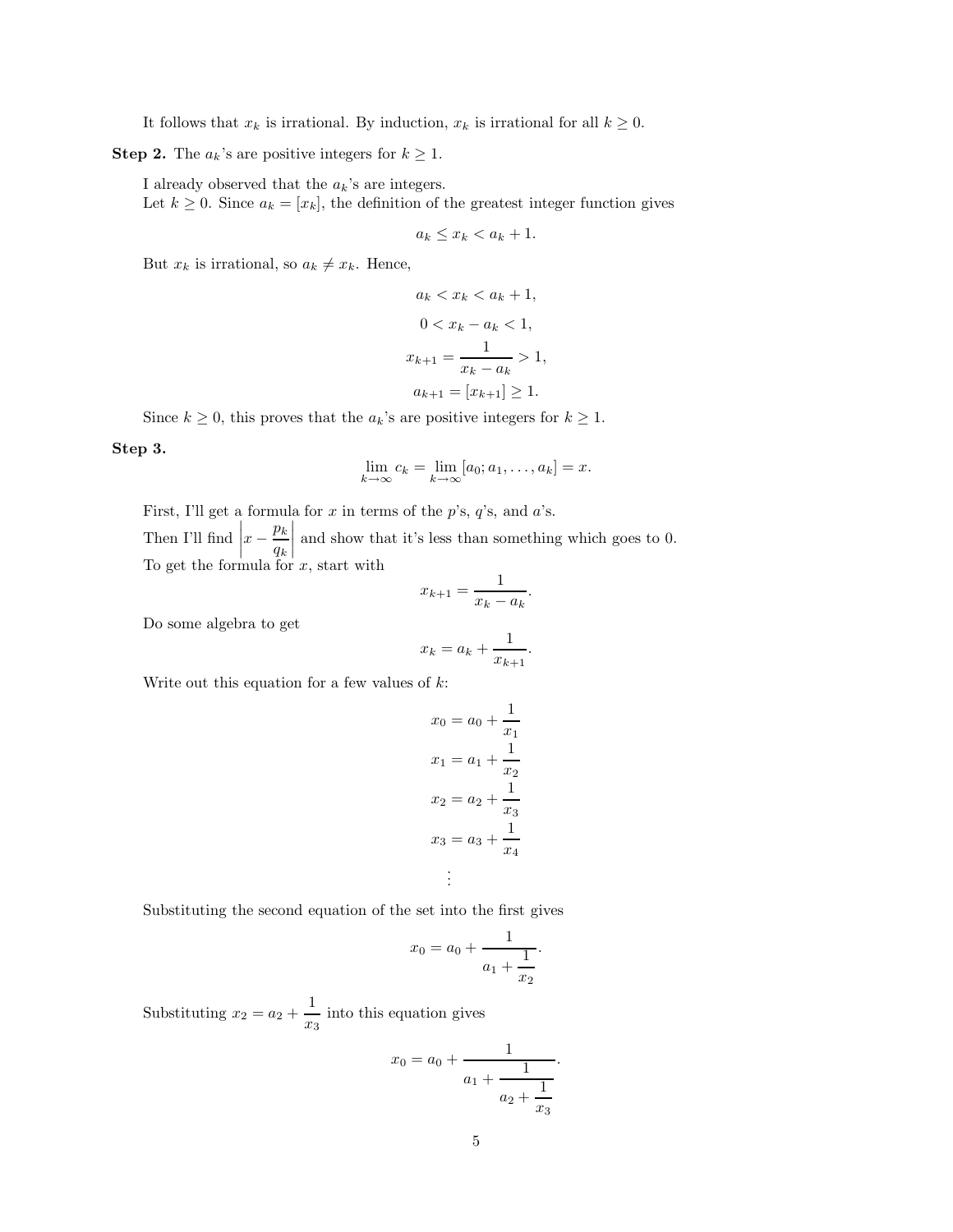It follows that $x_k$ is irrational. By induction, $x_k$ is irrational for all $k \geq 0$.

**Step 2.** The $a_k$'s are positive integers for $k \geq 1$.

I already observed that the $a_k$'s are integers.
Let $k \geq 0$. Since $a_k = [x_k]$, the definition of the greatest integer function gives

$$a_k \leq x_k < a_k + 1.$$

But $x_k$ is irrational, so $a_k \neq x_k$. Hence,

$$a_k < x_k < a_k + 1,$$

$$0 < x_k - a_k < 1,$$

$$x_{k+1} = \frac{1}{x_k - a_k} > 1,$$

$$a_{k+1} = [x_{k+1}] \geq 1.$$

Since $k \geq 0$, this proves that the $a_k$'s are positive integers for $k \geq 1$.

**Step 3.**

$$\lim_{k \to \infty} c_k = \lim_{k \to \infty} [a_0; a_1, \ldots, a_k] = x.$$

First, I'll get a formula for $x$ in terms of the $p$'s, $q$'s, and $a$'s.
Then I'll find $\left| x - \dfrac{p_k}{q_k} \right|$ and show that it's less than something which goes to 0.
To get the formula for $x$, start with

$$x_{k+1} = \frac{1}{x_k - a_k}.$$

Do some algebra to get

$$x_k = a_k + \frac{1}{x_{k+1}}.$$

Write out this equation for a few values of $k$:

$$x_0 = a_0 + \frac{1}{x_1}$$

$$x_1 = a_1 + \frac{1}{x_2}$$

$$x_2 = a_2 + \frac{1}{x_3}$$

$$x_3 = a_3 + \frac{1}{x_4}$$

$$\vdots$$

Substituting the second equation of the set into the first gives

$$x_0 = a_0 + \cfrac{1}{a_1 + \cfrac{1}{x_2}}.$$

Substituting $x_2 = a_2 + \dfrac{1}{x_3}$ into this equation gives

$$x_0 = a_0 + \cfrac{1}{a_1 + \cfrac{1}{a_2 + \cfrac{1}{x_3}}}.$$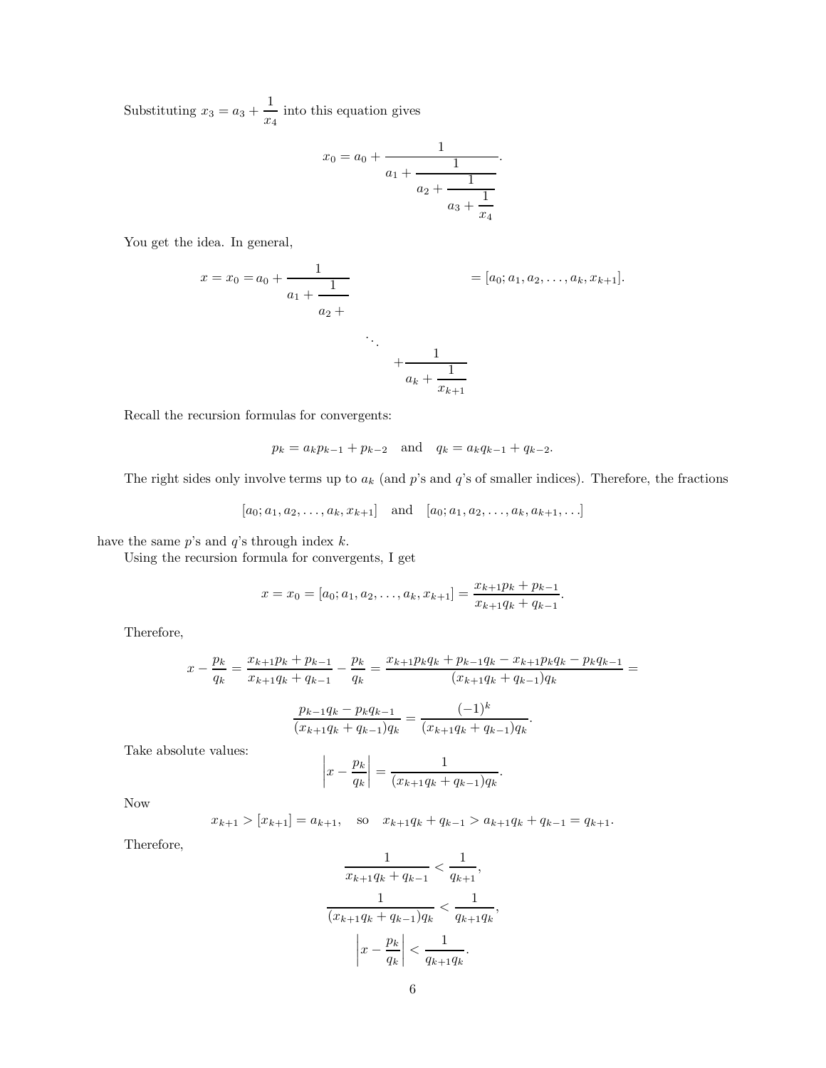Substituting $x_3 = a_3 + \dfrac{1}{x_4}$ into this equation gives

$$x_0 = a_0 + \cfrac{1}{a_1 + \cfrac{1}{a_2 + \cfrac{1}{a_3 + \cfrac{1}{x_4}}}}.$$

You get the idea. In general,

$$x = x_0 = a_0 + \cfrac{1}{a_1 + \cfrac{1}{a_2 + \cfrac{}{\ddots + \cfrac{1}{a_k + \cfrac{1}{x_{k+1}}}}}} = [a_0; a_1, a_2, \ldots, a_k, x_{k+1}].$$

Recall the recursion formulas for convergents:

$$p_k = a_k p_{k-1} + p_{k-2} \quad \text{and} \quad q_k = a_k q_{k-1} + q_{k-2}.$$

The right sides only involve terms up to $a_k$ (and $p$'s and $q$'s of smaller indices). Therefore, the fractions

$$[a_0; a_1, a_2, \ldots, a_k, x_{k+1}] \quad \text{and} \quad [a_0; a_1, a_2, \ldots, a_k, a_{k+1}, \ldots]$$

have the same $p$'s and $q$'s through index $k$.

Using the recursion formula for convergents, I get

$$x = x_0 = [a_0; a_1, a_2, \ldots, a_k, x_{k+1}] = \frac{x_{k+1} p_k + p_{k-1}}{x_{k+1} q_k + q_{k-1}}.$$

Therefore,

$$x - \frac{p_k}{q_k} = \frac{x_{k+1} p_k + p_{k-1}}{x_{k+1} q_k + q_{k-1}} - \frac{p_k}{q_k} = \frac{x_{k+1} p_k q_k + p_{k-1} q_k - x_{k+1} p_k q_k - p_k q_{k-1}}{(x_{k+1} q_k + q_{k-1}) q_k} =$$

$$\frac{p_{k-1} q_k - p_k q_{k-1}}{(x_{k+1} q_k + q_{k-1}) q_k} = \frac{(-1)^k}{(x_{k+1} q_k + q_{k-1}) q_k}.$$

Take absolute values:

$$\left| x - \frac{p_k}{q_k} \right| = \frac{1}{(x_{k+1} q_k + q_{k-1}) q_k}.$$

Now

$$x_{k+1} > [x_{k+1}] = a_{k+1}, \quad \text{so} \quad x_{k+1} q_k + q_{k-1} > a_{k+1} q_k + q_{k-1} = q_{k+1}.$$

Therefore,

$$\frac{1}{x_{k+1} q_k + q_{k-1}} < \frac{1}{q_{k+1}},$$

$$\frac{1}{(x_{k+1} q_k + q_{k-1}) q_k} < \frac{1}{q_{k+1} q_k},$$

$$\left| x - \frac{p_k}{q_k} \right| < \frac{1}{q_{k+1} q_k}.$$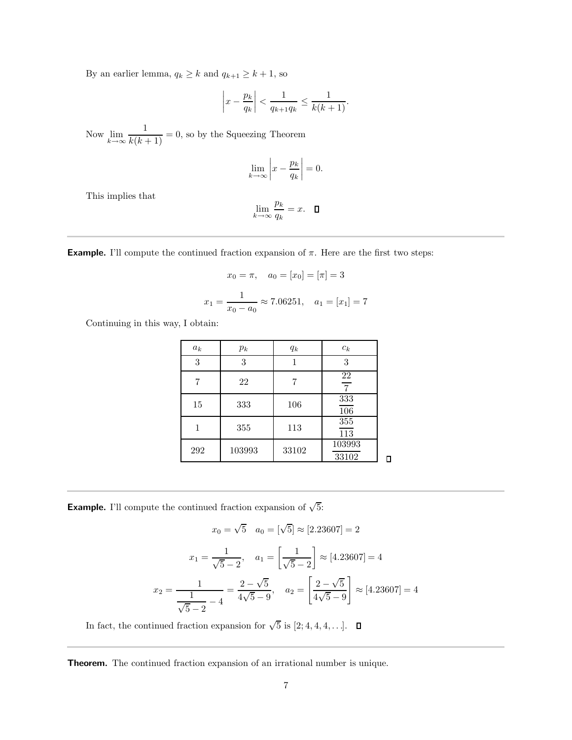By an earlier lemma, $q_k \geq k$ and $q_{k+1} \geq k+1$, so

$$\left|x - \frac{p_k}{q_k}\right| < \frac{1}{q_{k+1}q_k} \leq \frac{1}{k(k+1)}.$$

Now $\displaystyle\lim_{k\to\infty} \frac{1}{k(k+1)} = 0$, so by the Squeezing Theorem

$$\lim_{k\to\infty} \left|x - \frac{p_k}{q_k}\right| = 0.$$

This implies that

$$\lim_{k\to\infty} \frac{p_k}{q_k} = x. \quad \square$$

---

**Example.** I'll compute the continued fraction expansion of $\pi$. Here are the first two steps:

$$x_0 = \pi, \quad a_0 = [x_0] = [\pi] = 3$$

$$x_1 = \frac{1}{x_0 - a_0} \approx 7.06251, \quad a_1 = [x_1] = 7$$

Continuing in this way, I obtain:

| $a_k$ | $p_k$ | $q_k$ | $c_k$ |
|---|---|---|---|
| 3 | 3 | 1 | 3 |
| 7 | 22 | 7 | $\dfrac{22}{7}$ |
| 15 | 333 | 106 | $\dfrac{333}{106}$ |
| 1 | 355 | 113 | $\dfrac{355}{113}$ |
| 292 | 103993 | 33102 | $\dfrac{103993}{33102}$ |

$\square$

---

**Example.** I'll compute the continued fraction expansion of $\sqrt{5}$:

$$x_0 = \sqrt{5} \quad a_0 = [\sqrt{5}] \approx [2.23607] = 2$$

$$x_1 = \frac{1}{\sqrt{5} - 2}, \quad a_1 = \left[\frac{1}{\sqrt{5} - 2}\right] \approx [4.23607] = 4$$

$$x_2 = \frac{1}{\dfrac{1}{\sqrt{5} - 2} - 4} = \frac{2 - \sqrt{5}}{4\sqrt{5} - 9}, \quad a_2 = \left[\frac{2 - \sqrt{5}}{4\sqrt{5} - 9}\right] \approx [4.23607] = 4$$

In fact, the continued fraction expansion for $\sqrt{5}$ is $[2; 4, 4, 4, \ldots]$. $\square$

---

**Theorem.** The continued fraction expansion of an irrational number is unique.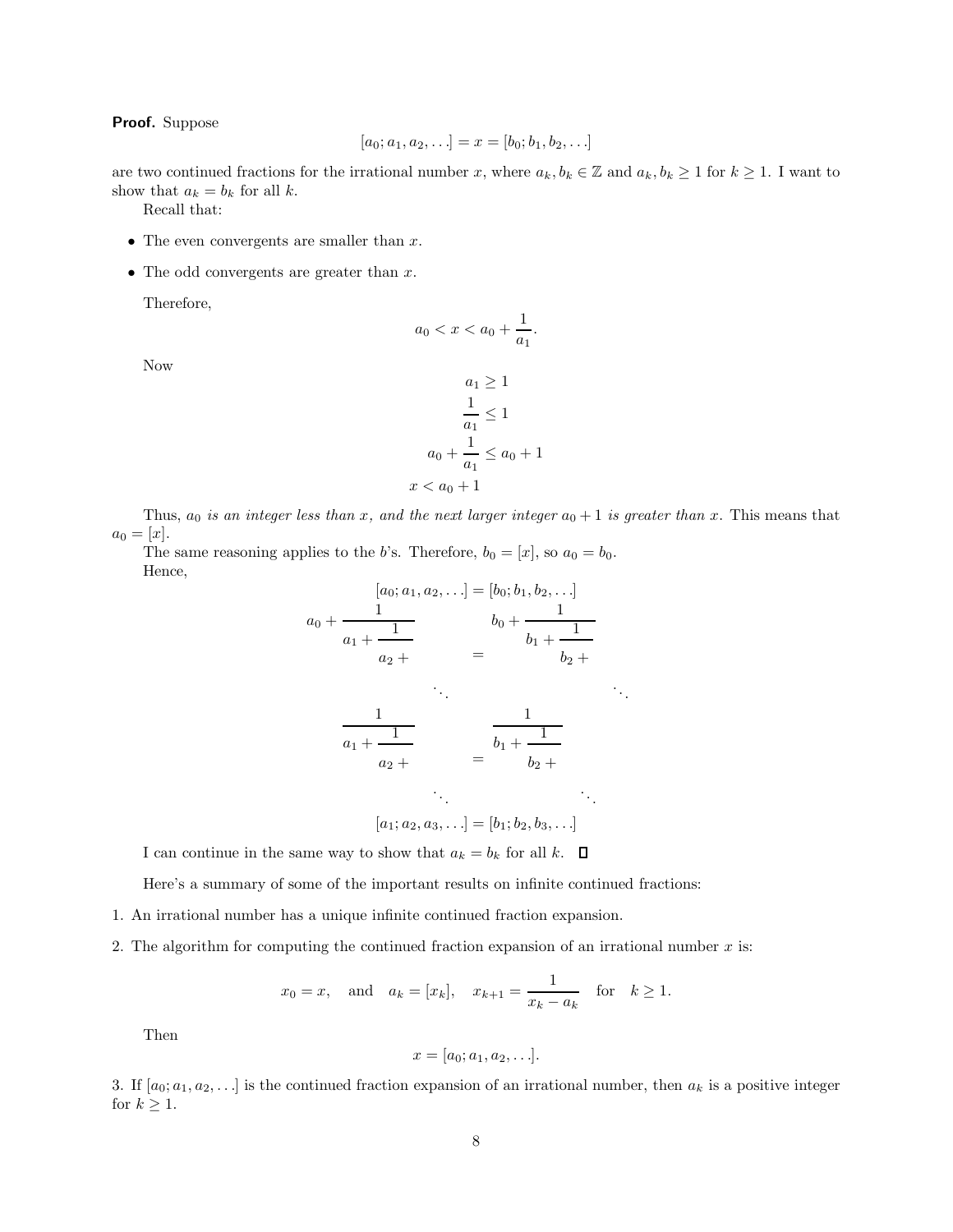**Proof.** Suppose

$$[a_0; a_1, a_2, \ldots] = x = [b_0; b_1, b_2, \ldots]$$

are two continued fractions for the irrational number $x$, where $a_k, b_k \in \mathbb{Z}$ and $a_k, b_k \geq 1$ for $k \geq 1$. I want to show that $a_k = b_k$ for all $k$.

Recall that:

- The even convergents are smaller than $x$.
- The odd convergents are greater than $x$.

Therefore,

$$a_0 < x < a_0 + \frac{1}{a_1}.$$

Now

$$\begin{aligned} a_1 &\geq 1 \\ \frac{1}{a_1} &\leq 1 \\ a_0 + \frac{1}{a_1} &\leq a_0 + 1 \\ x &< a_0 + 1 \end{aligned}$$

Thus, $a_0$ *is an integer less than* $x$*, and the next larger integer* $a_0 + 1$ *is greater than* $x$. This means that $a_0 = [x]$.

The same reasoning applies to the $b$'s. Therefore, $b_0 = [x]$, so $a_0 = b_0$.

Hence,

$$[a_0; a_1, a_2, \ldots] = [b_0; b_1, b_2, \ldots]$$

$$a_0 + \cfrac{1}{a_1 + \cfrac{1}{a_2 + \ddots}} = b_0 + \cfrac{1}{b_1 + \cfrac{1}{b_2 + \ddots}}$$

$$\cfrac{1}{a_1 + \cfrac{1}{a_2 + \ddots}} = \cfrac{1}{b_1 + \cfrac{1}{b_2 + \ddots}}$$

$$[a_1; a_2, a_3, \ldots] = [b_1; b_2, b_3, \ldots]$$

I can continue in the same way to show that $a_k = b_k$ for all $k$. $\square$

Here's a summary of some of the important results on infinite continued fractions:

1. An irrational number has a unique infinite continued fraction expansion.

2. The algorithm for computing the continued fraction expansion of an irrational number $x$ is:

$$x_0 = x, \quad \text{and} \quad a_k = [x_k], \quad x_{k+1} = \frac{1}{x_k - a_k} \quad \text{for} \quad k \geq 1.$$

Then

$$x = [a_0; a_1, a_2, \ldots].$$

3. If $[a_0; a_1, a_2, \ldots]$ is the continued fraction expansion of an irrational number, then $a_k$ is a positive integer for $k \geq 1$.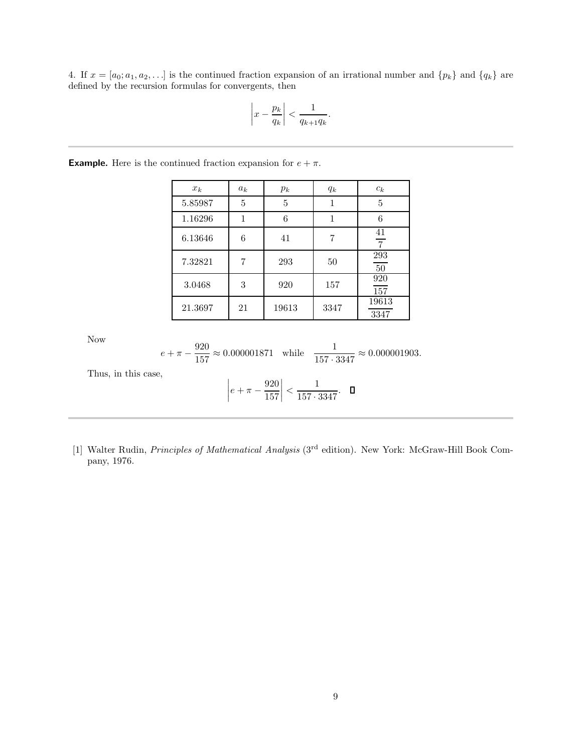4. If $x = [a_0; a_1, a_2, \ldots]$ is the continued fraction expansion of an irrational number and $\{p_k\}$ and $\{q_k\}$ are defined by the recursion formulas for convergents, then

$$\left| x - \frac{p_k}{q_k} \right| < \frac{1}{q_{k+1} q_k}.$$

---

**Example.** Here is the continued fraction expansion for $e + \pi$.

| $x_k$ | $a_k$ | $p_k$ | $q_k$ | $c_k$ |
|---|---|---|---|---|
| 5.85987 | 5 | 5 | 1 | 5 |
| 1.16296 | 1 | 6 | 1 | 6 |
| 6.13646 | 6 | 41 | 7 | $\frac{41}{7}$ |
| 7.32821 | 7 | 293 | 50 | $\frac{293}{50}$ |
| 3.0468 | 3 | 920 | 157 | $\frac{920}{157}$ |
| 21.3697 | 21 | 19613 | 3347 | $\frac{19613}{3347}$ |

Now

$$e + \pi - \frac{920}{157} \approx 0.000001871 \quad \text{while} \quad \frac{1}{157 \cdot 3347} \approx 0.000001903.$$

Thus, in this case,

$$\left| e + \pi - \frac{920}{157} \right| < \frac{1}{157 \cdot 3347}. \quad \square$$

---

[1] Walter Rudin, *Principles of Mathematical Analysis* (3rd edition). New York: McGraw-Hill Book Company, 1976.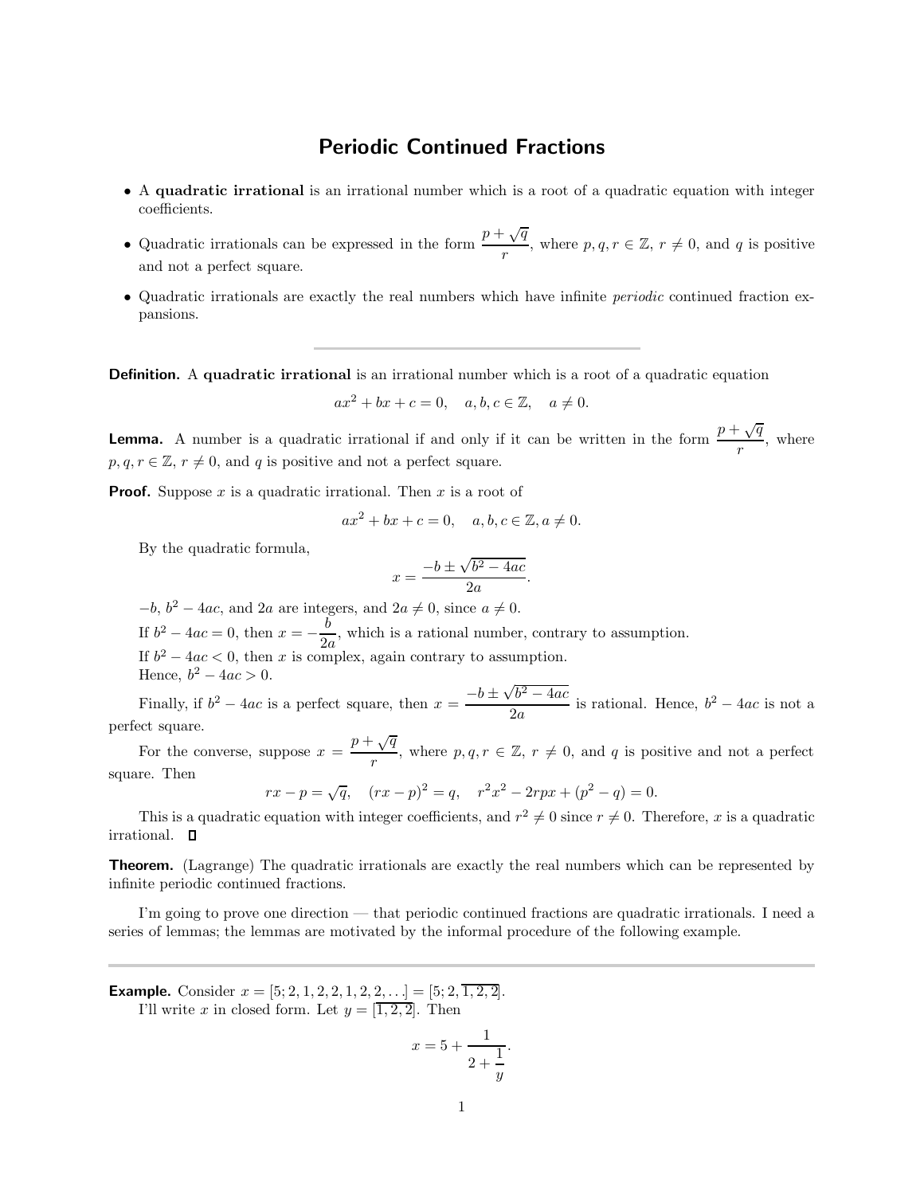# Periodic Continued Fractions

- A **quadratic irrational** is an irrational number which is a root of a quadratic equation with integer coefficients.
- Quadratic irrationals can be expressed in the form $\dfrac{p+\sqrt{q}}{r}$, where $p, q, r \in \mathbb{Z}$, $r \neq 0$, and $q$ is positive and not a perfect square.
- Quadratic irrationals are exactly the real numbers which have infinite *periodic* continued fraction expansions.

---

**Definition.** A **quadratic irrational** is an irrational number which is a root of a quadratic equation

$$ax^2 + bx + c = 0, \quad a, b, c \in \mathbb{Z}, \quad a \neq 0.$$

**Lemma.** A number is a quadratic irrational if and only if it can be written in the form $\dfrac{p+\sqrt{q}}{r}$, where $p, q, r \in \mathbb{Z}$, $r \neq 0$, and $q$ is positive and not a perfect square.

**Proof.** Suppose $x$ is a quadratic irrational. Then $x$ is a root of

$$ax^2 + bx + c = 0, \quad a, b, c \in \mathbb{Z}, a \neq 0.$$

By the quadratic formula,

$$x = \frac{-b \pm \sqrt{b^2 - 4ac}}{2a}.$$

$-b$, $b^2 - 4ac$, and $2a$ are integers, and $2a \neq 0$, since $a \neq 0$.

If $b^2 - 4ac = 0$, then $x = -\dfrac{b}{2a}$, which is a rational number, contrary to assumption.

If $b^2 - 4ac < 0$, then $x$ is complex, again contrary to assumption.

Hence, $b^2 - 4ac > 0$.

Finally, if $b^2 - 4ac$ is a perfect square, then $x = \dfrac{-b \pm \sqrt{b^2 - 4ac}}{2a}$ is rational. Hence, $b^2 - 4ac$ is not a perfect square.

For the converse, suppose $x = \dfrac{p+\sqrt{q}}{r}$, where $p, q, r \in \mathbb{Z}$, $r \neq 0$, and $q$ is positive and not a perfect square. Then

$$rx - p = \sqrt{q}, \quad (rx - p)^2 = q, \quad r^2x^2 - 2rpx + (p^2 - q) = 0.$$

This is a quadratic equation with integer coefficients, and $r^2 \neq 0$ since $r \neq 0$. Therefore, $x$ is a quadratic irrational. □

**Theorem.** (Lagrange) The quadratic irrationals are exactly the real numbers which can be represented by infinite periodic continued fractions.

I'm going to prove one direction — that periodic continued fractions are quadratic irrationals. I need a series of lemmas; the lemmas are motivated by the informal procedure of the following example.

---

**Example.** Consider $x = [5; 2, 1, 2, 2, 1, 2, 2, \ldots] = [5; 2, \overline{1, 2, 2}]$.

I'll write $x$ in closed form. Let $y = [\overline{1, 2, 2}]$. Then

$$x = 5 + \cfrac{1}{2 + \cfrac{1}{y}}.$$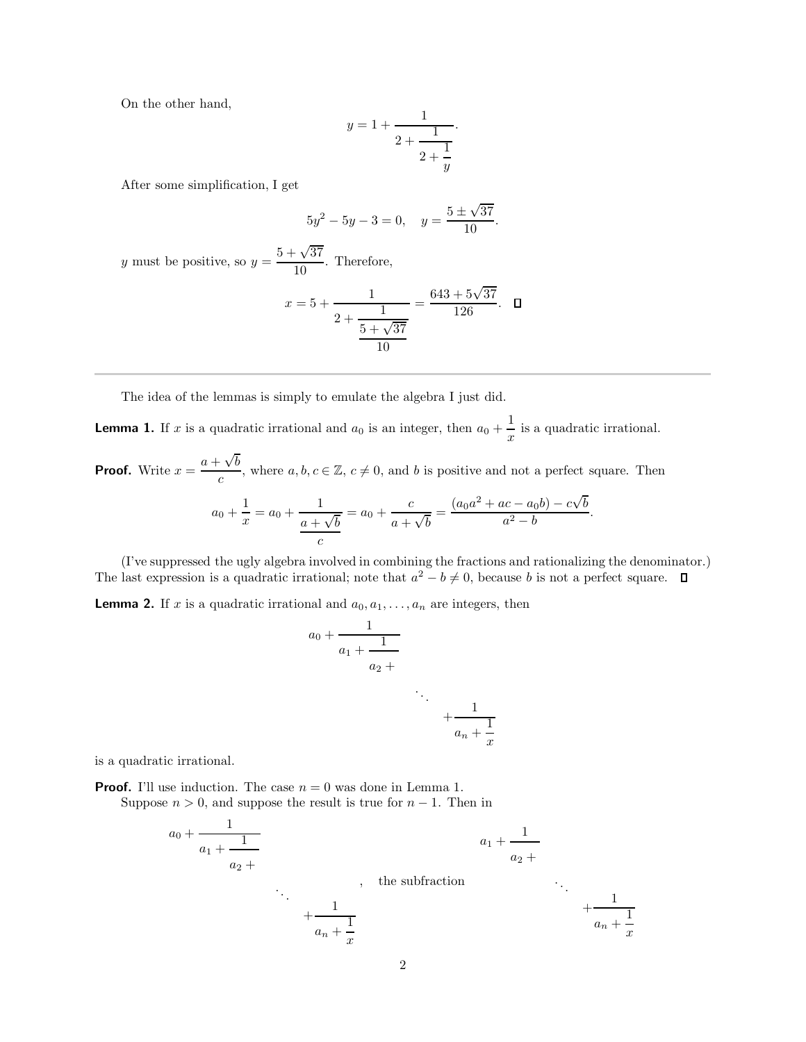On the other hand,

$$y = 1 + \cfrac{1}{2 + \cfrac{1}{2 + \cfrac{1}{y}}}.$$

After some simplification, I get

$$5y^2 - 5y - 3 = 0, \quad y = \frac{5 \pm \sqrt{37}}{10}.$$

$y$ must be positive, so $y = \dfrac{5 + \sqrt{37}}{10}$. Therefore,

$$x = 5 + \cfrac{1}{2 + \cfrac{1}{\cfrac{5 + \sqrt{37}}{10}}} = \frac{643 + 5\sqrt{37}}{126}. \quad \square$$

---

The idea of the lemmas is simply to emulate the algebra I just did.

**Lemma 1.** If $x$ is a quadratic irrational and $a_0$ is an integer, then $a_0 + \dfrac{1}{x}$ is a quadratic irrational.

**Proof.** Write $x = \dfrac{a + \sqrt{b}}{c}$, where $a, b, c \in \mathbb{Z}$, $c \neq 0$, and $b$ is positive and not a perfect square. Then

$$a_0 + \frac{1}{x} = a_0 + \cfrac{1}{\cfrac{a + \sqrt{b}}{c}} = a_0 + \frac{c}{a + \sqrt{b}} = \frac{(a_0 a^2 + ac - a_0 b) - c\sqrt{b}}{a^2 - b}.$$

(I've suppressed the ugly algebra involved in combining the fractions and rationalizing the denominator.) The last expression is a quadratic irrational; note that $a^2 - b \neq 0$, because $b$ is not a perfect square. $\square$

**Lemma 2.** If $x$ is a quadratic irrational and $a_0, a_1, \ldots, a_n$ are integers, then

$$a_0 + \cfrac{1}{a_1 + \cfrac{1}{a_2 + \cfrac{\ddots}{+\cfrac{1}{a_n + \cfrac{1}{x}}}}}$$

is a quadratic irrational.

**Proof.** I'll use induction. The case $n = 0$ was done in Lemma 1.

Suppose $n > 0$, and suppose the result is true for $n - 1$. Then in

$$a_0 + \cfrac{1}{a_1 + \cfrac{1}{a_2 + \cfrac{\ddots}{+\cfrac{1}{a_n + \cfrac{1}{x}}}}}, \quad \text{the subfraction} \quad a_1 + \cfrac{1}{a_2 + \cfrac{\ddots}{+\cfrac{1}{a_n + \cfrac{1}{x}}}}$$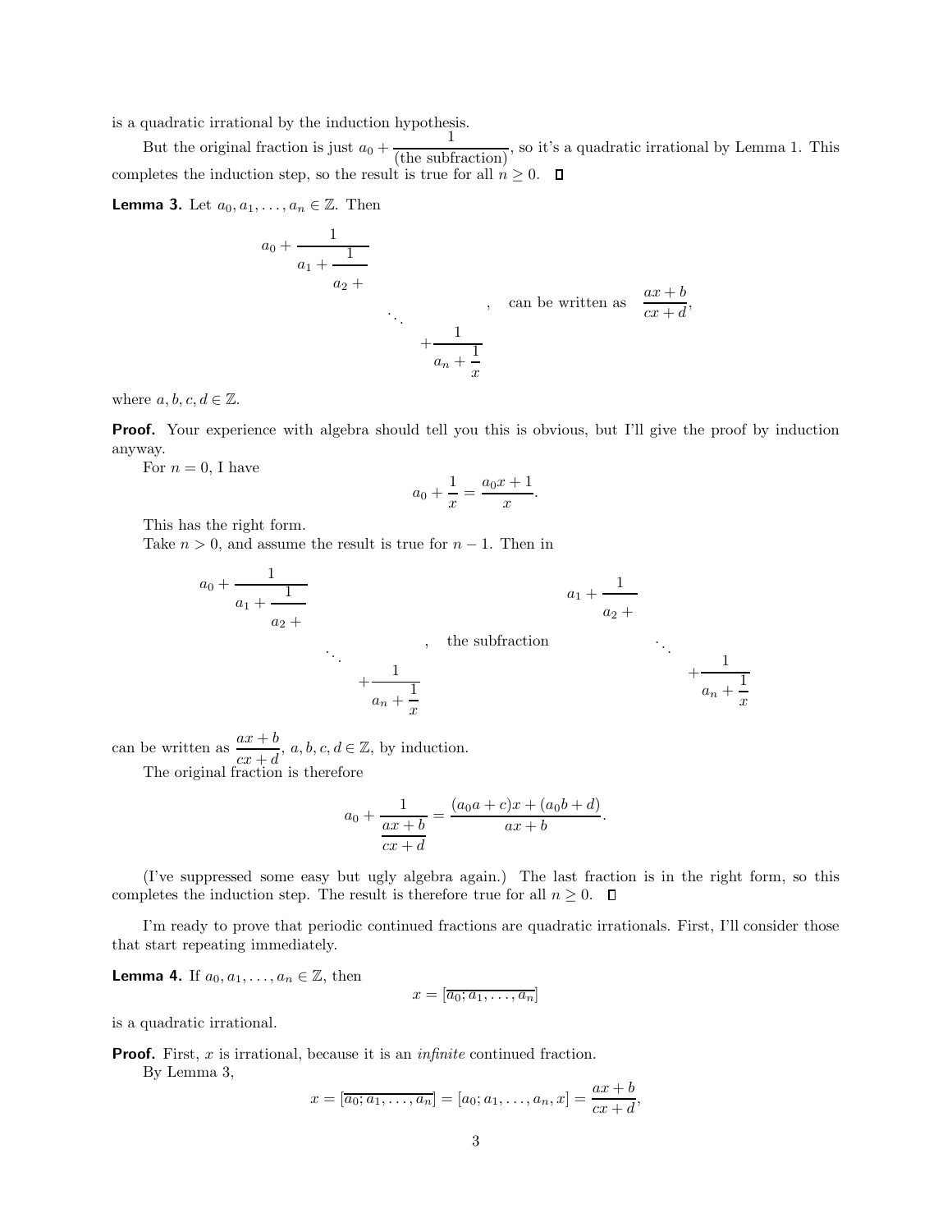is a quadratic irrational by the induction hypothesis.

But the original fraction is just $a_0 + \dfrac{1}{\text{(the subfraction)}}$, so it's a quadratic irrational by Lemma 1. This completes the induction step, so the result is true for all $n \ge 0$. □

**Lemma 3.** Let $a_0, a_1, \ldots, a_n \in \mathbb{Z}$. Then

$$a_0 + \cfrac{1}{a_1 + \cfrac{1}{a_2 + \cfrac{}{\ddots + \cfrac{1}{a_n + \cfrac{1}{x}}}}}, \quad \text{can be written as} \quad \frac{ax+b}{cx+d},$$

where $a, b, c, d \in \mathbb{Z}$.

**Proof.** Your experience with algebra should tell you this is obvious, but I'll give the proof by induction anyway.

For $n = 0$, I have

$$a_0 + \frac{1}{x} = \frac{a_0 x + 1}{x}.$$

This has the right form.

Take $n > 0$, and assume the result is true for $n - 1$. Then in

$$a_0 + \cfrac{1}{a_1 + \cfrac{1}{a_2 + \cfrac{}{\ddots + \cfrac{1}{a_n + \cfrac{1}{x}}}}}, \quad \text{the subfraction} \quad a_1 + \cfrac{1}{a_2 + \cfrac{}{\ddots + \cfrac{1}{a_n + \cfrac{1}{x}}}}$$

can be written as $\dfrac{ax+b}{cx+d}$, $a, b, c, d \in \mathbb{Z}$, by induction.

The original fraction is therefore

$$a_0 + \cfrac{1}{\cfrac{ax+b}{cx+d}} = \frac{(a_0 a + c)x + (a_0 b + d)}{ax+b}.$$

(I've suppressed some easy but ugly algebra again.) The last fraction is in the right form, so this completes the induction step. The result is therefore true for all $n \ge 0$. □

I'm ready to prove that periodic continued fractions are quadratic irrationals. First, I'll consider those that start repeating immediately.

**Lemma 4.** If $a_0, a_1, \ldots, a_n \in \mathbb{Z}$, then

$$x = [\overline{a_0; a_1, \ldots, a_n}]$$

is a quadratic irrational.

**Proof.** First, $x$ is irrational, because it is an *infinite* continued fraction.

By Lemma 3,

$$x = [\overline{a_0; a_1, \ldots, a_n}] = [a_0; a_1, \ldots, a_n, x] = \frac{ax+b}{cx+d},$$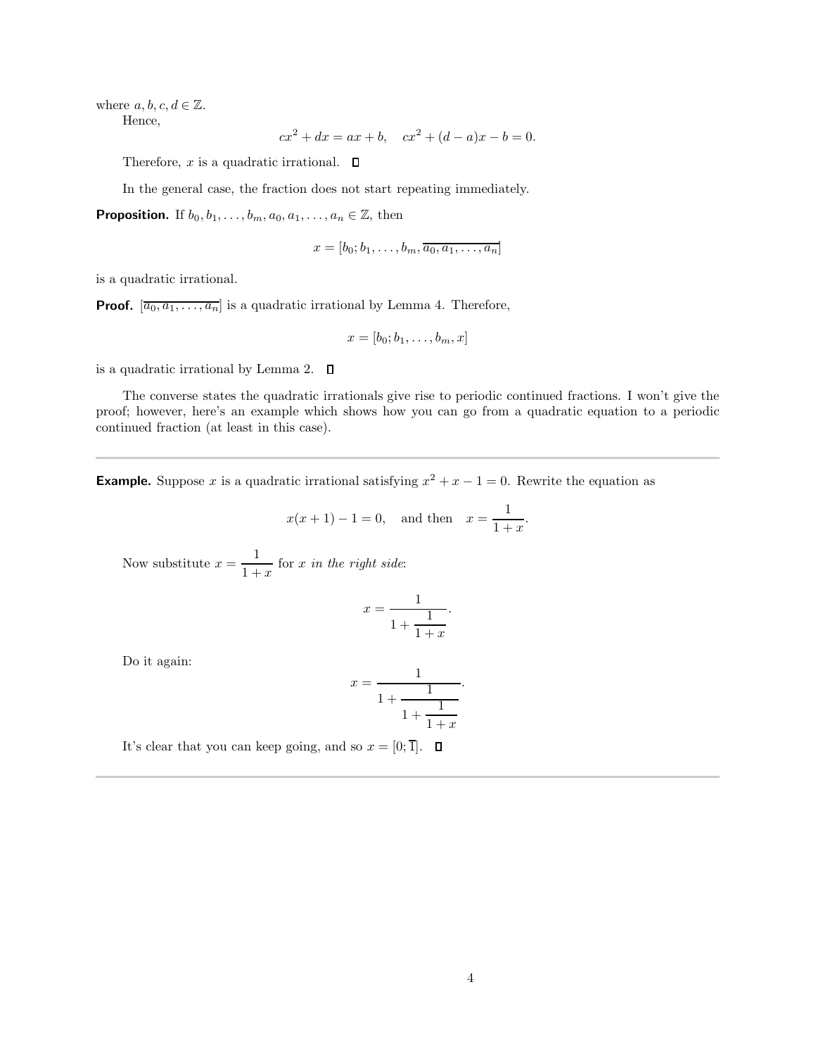where $a, b, c, d \in \mathbb{Z}$.

Hence,

$$cx^2 + dx = ax + b, \quad cx^2 + (d - a)x - b = 0.$$

Therefore, $x$ is a quadratic irrational. □

In the general case, the fraction does not start repeating immediately.

**Proposition.** If $b_0, b_1, \ldots, b_m, a_0, a_1, \ldots, a_n \in \mathbb{Z}$, then

$$x = [b_0; b_1, \ldots, b_m, \overline{a_0, a_1, \ldots, a_n}]$$

is a quadratic irrational.

**Proof.** $[\overline{a_0, a_1, \ldots, a_n}]$ is a quadratic irrational by Lemma 4. Therefore,

$$x = [b_0; b_1, \ldots, b_m, x]$$

is a quadratic irrational by Lemma 2. □

The converse states the quadratic irrationals give rise to periodic continued fractions. I won't give the proof; however, here's an example which shows how you can go from a quadratic equation to a periodic continued fraction (at least in this case).

---

**Example.** Suppose $x$ is a quadratic irrational satisfying $x^2 + x - 1 = 0$. Rewrite the equation as

$$x(x + 1) - 1 = 0, \quad \text{and then} \quad x = \frac{1}{1 + x}.$$

Now substitute $x = \dfrac{1}{1 + x}$ for $x$ *in the right side*:

$$x = \cfrac{1}{1 + \cfrac{1}{1 + x}}.$$

Do it again:

$$x = \cfrac{1}{1 + \cfrac{1}{1 + \cfrac{1}{1 + x}}}.$$

It's clear that you can keep going, and so $x = [0; \overline{1}]$. □

---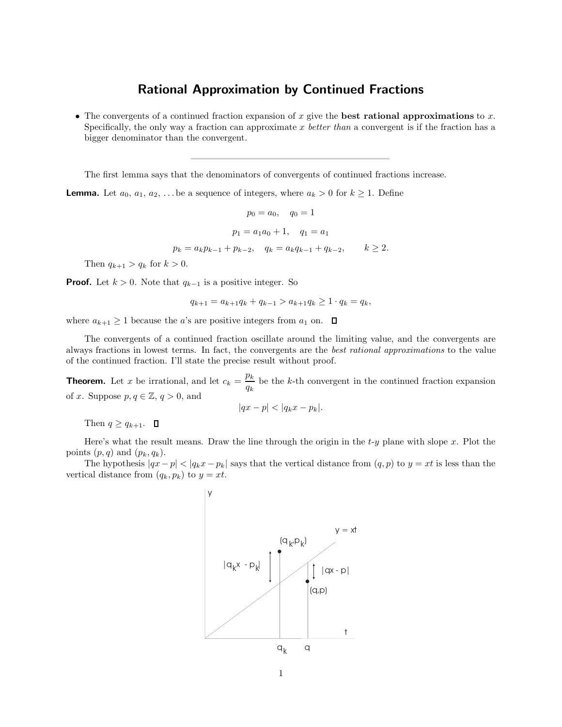# Rational Approximation by Continued Fractions

- The convergents of a continued fraction expansion of $x$ give the **best rational approximations** to $x$. Specifically, the only way a fraction can approximate $x$ *better than* a convergent is if the fraction has a bigger denominator than the convergent.

---

The first lemma says that the denominators of convergents of continued fractions increase.

**Lemma.** Let $a_0, a_1, a_2, \ldots$ be a sequence of integers, where $a_k > 0$ for $k \ge 1$. Define

$$p_0 = a_0, \quad q_0 = 1$$

$$p_1 = a_1 a_0 + 1, \quad q_1 = a_1$$

$$p_k = a_k p_{k-1} + p_{k-2}, \quad q_k = a_k q_{k-1} + q_{k-2}, \qquad k \ge 2.$$

Then $q_{k+1} > q_k$ for $k > 0$.

**Proof.** Let $k > 0$. Note that $q_{k-1}$ is a positive integer. So

$$q_{k+1} = a_{k+1} q_k + q_{k-1} > a_{k+1} q_k \ge 1 \cdot q_k = q_k,$$

where $a_{k+1} \ge 1$ because the $a$'s are positive integers from $a_1$ on. □

The convergents of a continued fraction oscillate around the limiting value, and the convergents are always fractions in lowest terms. In fact, the convergents are the *best rational approximations* to the value of the continued fraction. I'll state the precise result without proof.

**Theorem.** Let $x$ be irrational, and let $c_k = \dfrac{p_k}{q_k}$ be the $k$-th convergent in the continued fraction expansion of $x$. Suppose $p, q \in \mathbb{Z}$, $q > 0$, and

$$|qx - p| < |q_k x - p_k|.$$

Then $q \ge q_{k+1}$. □

Here's what the result means. Draw the line through the origin in the $t$-$y$ plane with slope $x$. Plot the points $(p, q)$ and $(p_k, q_k)$.

The hypothesis $|qx - p| < |q_k x - p_k|$ says that the vertical distance from $(q, p)$ to $y = xt$ is less than the vertical distance from $(q_k, p_k)$ to $y = xt$.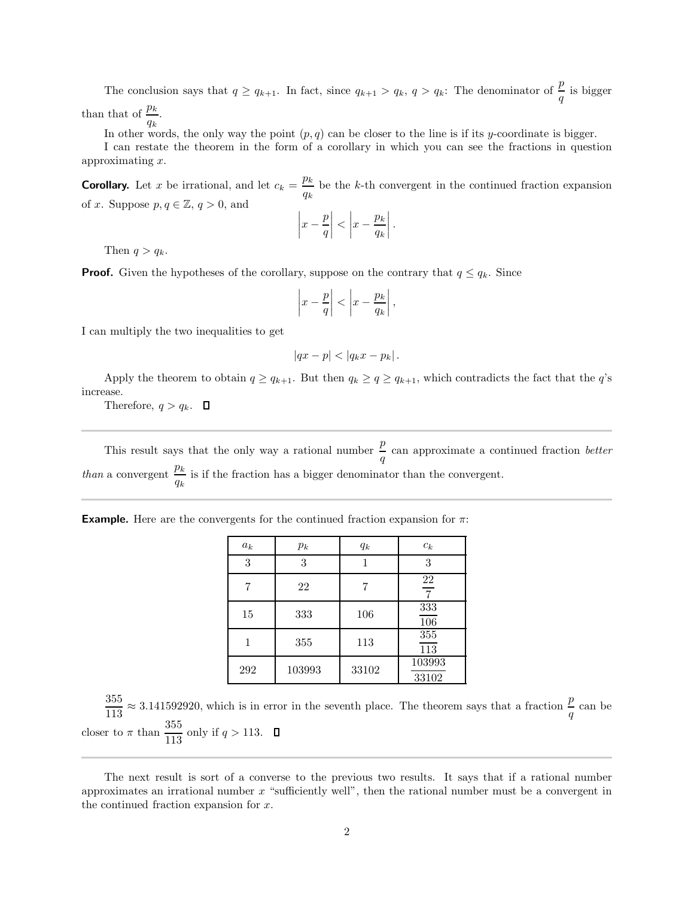The conclusion says that $q \ge q_{k+1}$. In fact, since $q_{k+1} > q_k$, $q > q_k$: The denominator of $\dfrac{p}{q}$ is bigger than that of $\dfrac{p_k}{q_k}$.

In other words, the only way the point $(p, q)$ can be closer to the line is if its $y$-coordinate is bigger.

I can restate the theorem in the form of a corollary in which you can see the fractions in question approximating $x$.

**Corollary.** Let $x$ be irrational, and let $c_k = \dfrac{p_k}{q_k}$ be the $k$-th convergent in the continued fraction expansion of $x$. Suppose $p, q \in \mathbb{Z}$, $q > 0$, and

$$\left|x - \frac{p}{q}\right| < \left|x - \frac{p_k}{q_k}\right|.$$

Then $q > q_k$.

**Proof.** Given the hypotheses of the corollary, suppose on the contrary that $q \le q_k$. Since

$$\left|x - \frac{p}{q}\right| < \left|x - \frac{p_k}{q_k}\right|,$$

I can multiply the two inequalities to get

$$|qx - p| < |q_k x - p_k|.$$

Apply the theorem to obtain $q \ge q_{k+1}$. But then $q_k \ge q \ge q_{k+1}$, which contradicts the fact that the $q$'s increase.

Therefore, $q > q_k$. $\square$

---

This result says that the only way a rational number $\dfrac{p}{q}$ can approximate a continued fraction *better than* a convergent $\dfrac{p_k}{q_k}$ is if the fraction has a bigger denominator than the convergent.

---

**Example.** Here are the convergents for the continued fraction expansion for $\pi$:

| $a_k$ | $p_k$ | $q_k$ | $c_k$ |
|---|---|---|---|
| 3 | 3 | 1 | 3 |
| 7 | 22 | 7 | $\dfrac{22}{7}$ |
| 15 | 333 | 106 | $\dfrac{333}{106}$ |
| 1 | 355 | 113 | $\dfrac{355}{113}$ |
| 292 | 103993 | 33102 | $\dfrac{103993}{33102}$ |

$\dfrac{355}{113} \approx 3.141592920$, which is in error in the seventh place. The theorem says that a fraction $\dfrac{p}{q}$ can be closer to $\pi$ than $\dfrac{355}{113}$ only if $q > 113$. $\square$

---

The next result is sort of a converse to the previous two results. It says that if a rational number approximates an irrational number $x$ "sufficiently well", then the rational number must be a convergent in the continued fraction expansion for $x$.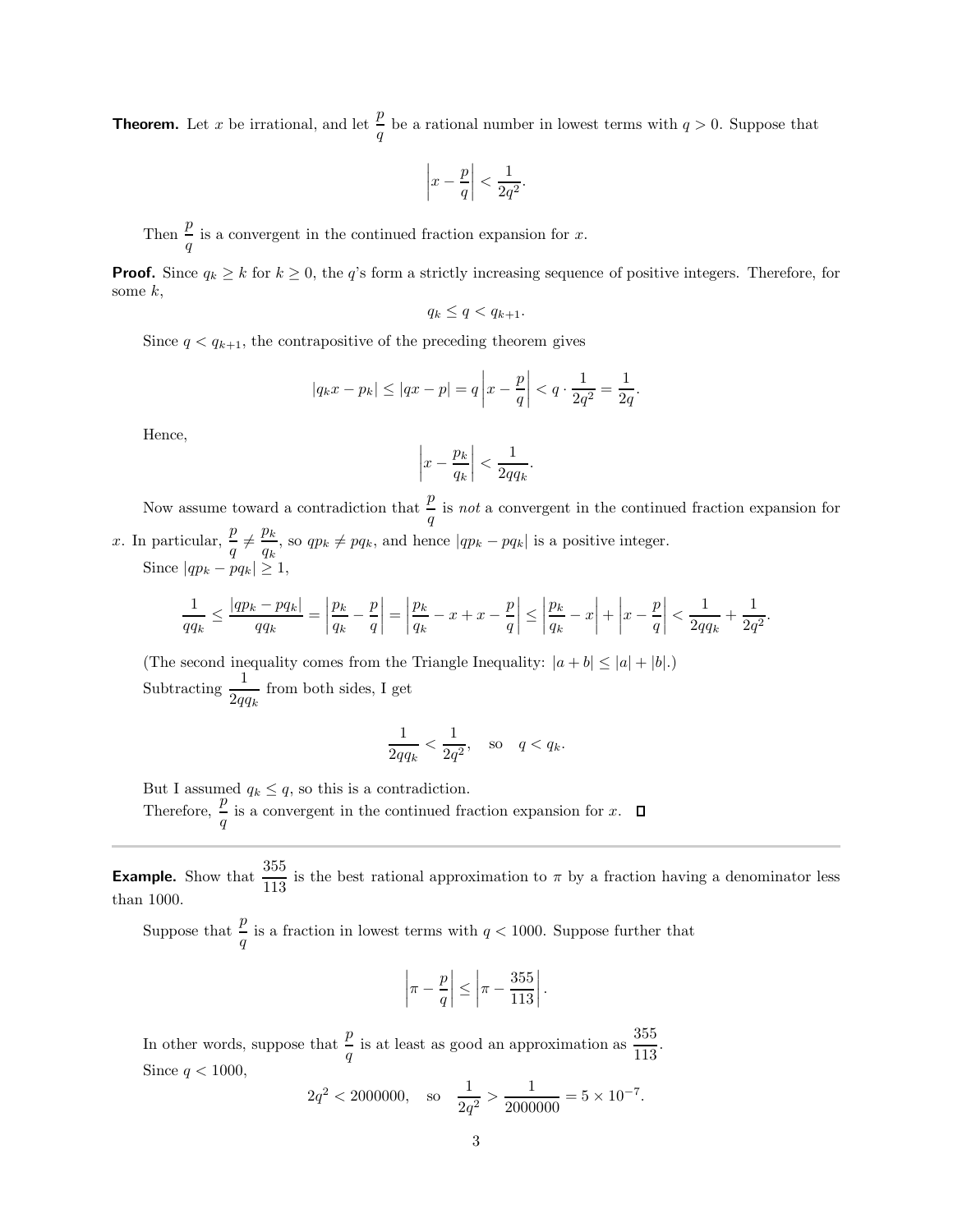**Theorem.** Let $x$ be irrational, and let $\dfrac{p}{q}$ be a rational number in lowest terms with $q > 0$. Suppose that

$$\left|x - \frac{p}{q}\right| < \frac{1}{2q^2}.$$

Then $\dfrac{p}{q}$ is a convergent in the continued fraction expansion for $x$.

**Proof.** Since $q_k \geq k$ for $k \geq 0$, the $q$'s form a strictly increasing sequence of positive integers. Therefore, for some $k$,

$$q_k \leq q < q_{k+1}.$$

Since $q < q_{k+1}$, the contrapositive of the preceding theorem gives

$$|q_k x - p_k| \leq |qx - p| = q\left|x - \frac{p}{q}\right| < q \cdot \frac{1}{2q^2} = \frac{1}{2q}.$$

Hence,

$$\left|x - \frac{p_k}{q_k}\right| < \frac{1}{2qq_k}.$$

Now assume toward a contradiction that $\dfrac{p}{q}$ is *not* a convergent in the continued fraction expansion for $x$. In particular, $\dfrac{p}{q} \neq \dfrac{p_k}{q_k}$, so $qp_k \neq pq_k$, and hence $|qp_k - pq_k|$ is a positive integer.

Since $|qp_k - pq_k| \geq 1$,

$$\frac{1}{qq_k} \leq \frac{|qp_k - pq_k|}{qq_k} = \left|\frac{p_k}{q_k} - \frac{p}{q}\right| = \left|\frac{p_k}{q_k} - x + x - \frac{p}{q}\right| \leq \left|\frac{p_k}{q_k} - x\right| + \left|x - \frac{p}{q}\right| < \frac{1}{2qq_k} + \frac{1}{2q^2}.$$

(The second inequality comes from the Triangle Inequality: $|a + b| \leq |a| + |b|$.)

Subtracting $\dfrac{1}{2qq_k}$ from both sides, I get

$$\frac{1}{2qq_k} < \frac{1}{2q^2}, \quad \text{so} \quad q < q_k.$$

But I assumed $q_k \leq q$, so this is a contradiction.

Therefore, $\dfrac{p}{q}$ is a convergent in the continued fraction expansion for $x$. □

---

**Example.** Show that $\dfrac{355}{113}$ is the best rational approximation to $\pi$ by a fraction having a denominator less than 1000.

Suppose that $\dfrac{p}{q}$ is a fraction in lowest terms with $q < 1000$. Suppose further that

$$\left|\pi - \frac{p}{q}\right| \leq \left|\pi - \frac{355}{113}\right|.$$

In other words, suppose that $\dfrac{p}{q}$ is at least as good an approximation as $\dfrac{355}{113}$.

Since $q < 1000$,

$$2q^2 < 2000000, \quad \text{so} \quad \frac{1}{2q^2} > \frac{1}{2000000} = 5 \times 10^{-7}.$$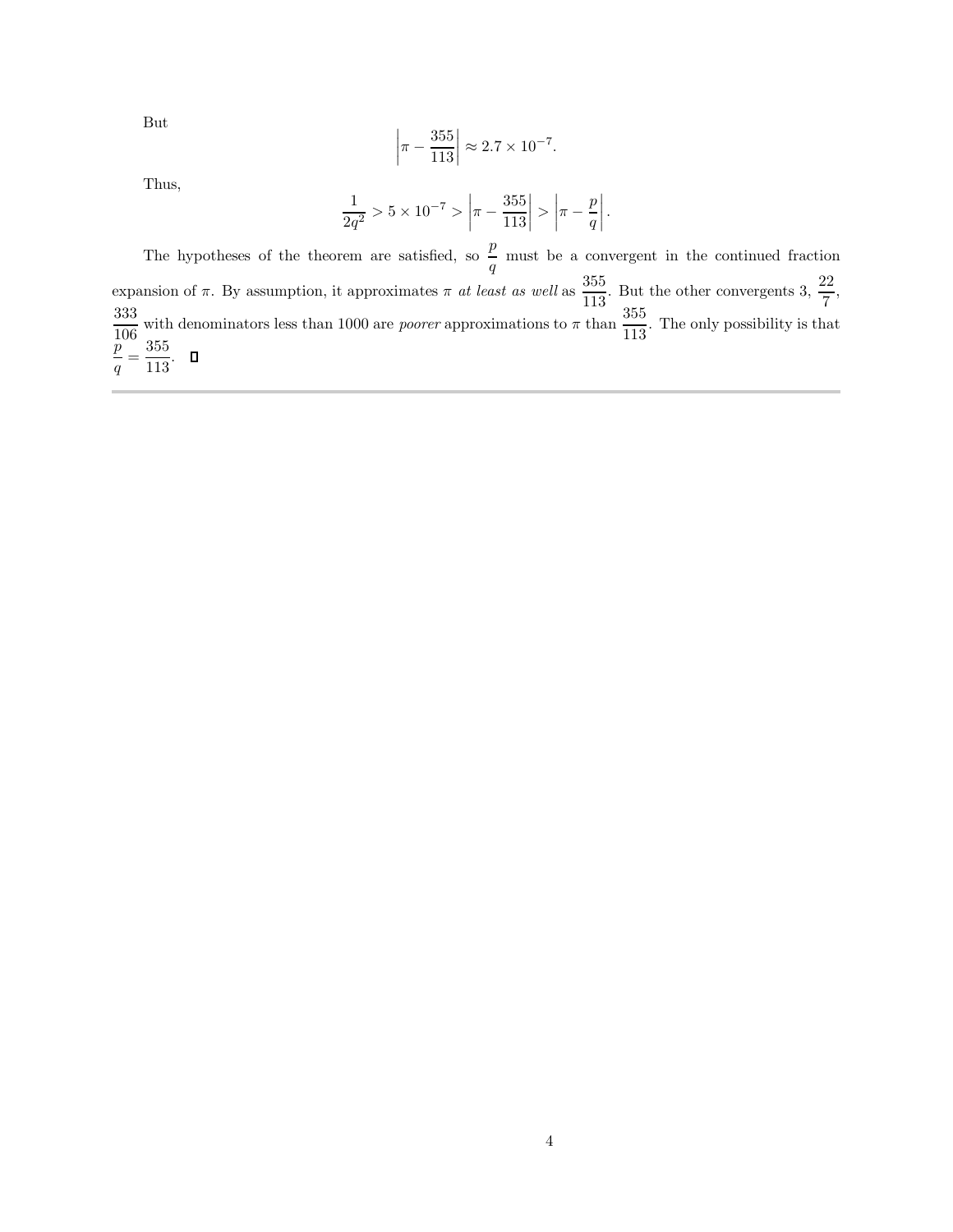But

$$\left|\pi - \frac{355}{113}\right| \approx 2.7 \times 10^{-7}.$$

Thus,

$$\frac{1}{2q^2} > 5 \times 10^{-7} > \left|\pi - \frac{355}{113}\right| > \left|\pi - \frac{p}{q}\right|.$$

The hypotheses of the theorem are satisfied, so $\dfrac{p}{q}$ must be a convergent in the continued fraction expansion of $\pi$. By assumption, it approximates $\pi$ *at least as well* as $\dfrac{355}{113}$. But the other convergents 3, $\dfrac{22}{7}$, $\dfrac{333}{106}$ with denominators less than 1000 are *poorer* approximations to $\pi$ than $\dfrac{355}{113}$. The only possibility is that $\dfrac{p}{q} = \dfrac{355}{113}$. $\square$